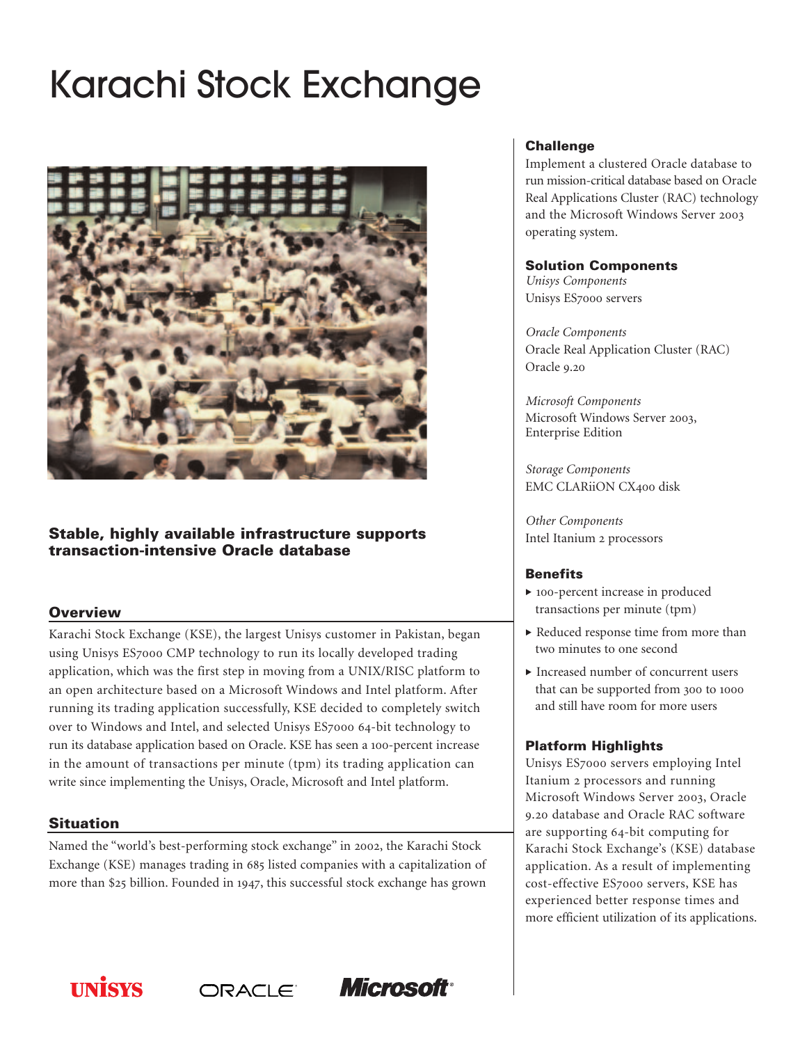# Karachi Stock Exchange

## Stable, highly available infrastructure supports transaction-intensive Oracle database

### Overview

Karachi Stock Exchange (KSE), the largest Unisys customer in Pakistan, began using Unisys ES7000 CMP technology to run its locally developed trading application, which was the first step in moving from a UNIX/RISC platform to an open architecture based on a Microsoft Windows and Intel platform. After running its trading application successfully, KSE decided to completely switch over to Windows and Intel, and selected Unisys ES7000 64-bit technology to run its database application based on Oracle. KSE has seen a 100-percent increase in the amount of transactions per minute (tpm) its trading application can write since implementing the Unisys, Oracle, Microsoft and Intel platform.

### Situation

Named the "world's best-performing stock exchange" in 2002, the Karachi Stock Exchange (KSE) manages trading in 685 listed companies with a capitalization of more than $25 billion. Founded in 1947, this successful stock exchange has grown

### Challenge

Implement a clustered Oracle database to run mission-critical database based on Oracle Real Applications Cluster (RAC) technology and the Microsoft Windows Server 2003 operating system.

### Solution Components

*Unisys Components*
Unisys ES7000 servers

*Oracle Components*
Oracle Real Application Cluster (RAC)
Oracle 9.20

*Microsoft Components*
Microsoft Windows Server 2003, Enterprise Edition

*Storage Components*
EMC CLARiiON CX400 disk

*Other Components*
Intel Itanium 2 processors

### Benefits

- 100-percent increase in produced transactions per minute (tpm)
- Reduced response time from more than two minutes to one second
- Increased number of concurrent users that can be supported from 300 to 1000 and still have room for more users

### Platform Highlights

Unisys ES7000 servers employing Intel Itanium 2 processors and running Microsoft Windows Server 2003, Oracle 9.20 database and Oracle RAC software are supporting 64-bit computing for Karachi Stock Exchange's (KSE) database application. As a result of implementing cost-effective ES7000 servers, KSE has experienced better response times and more efficient utilization of its applications.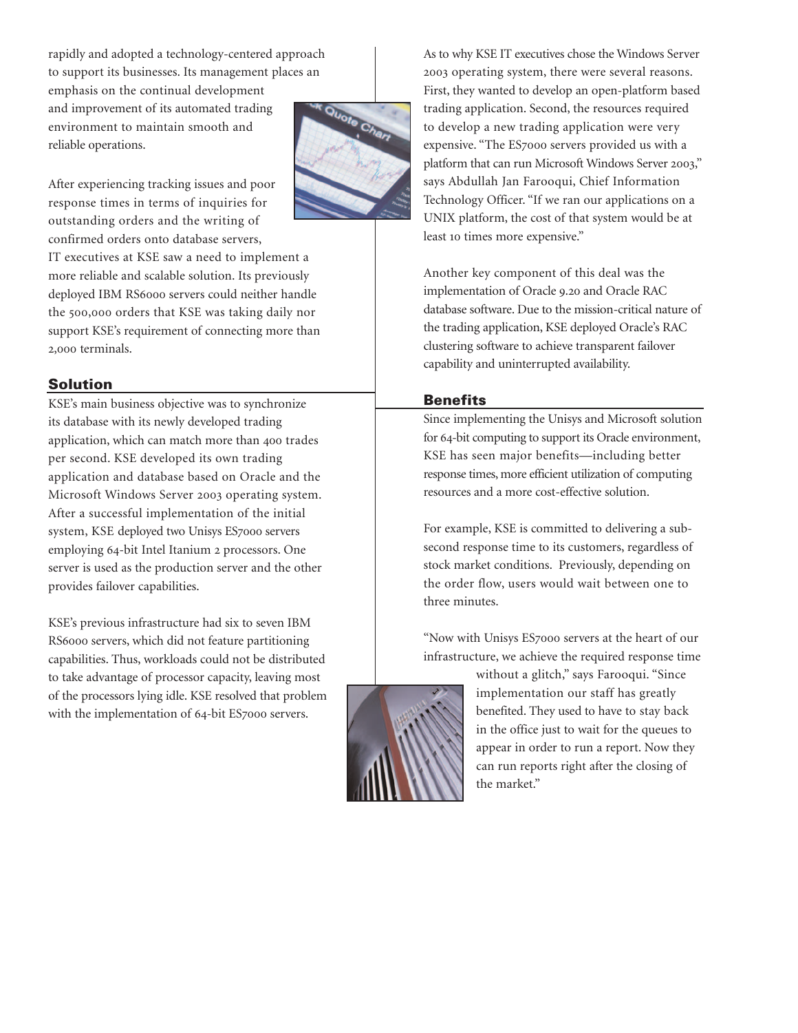rapidly and adopted a technology-centered approach to support its businesses. Its management places an emphasis on the continual development and improvement of its automated trading environment to maintain smooth and reliable operations.

After experiencing tracking issues and poor response times in terms of inquiries for outstanding orders and the writing of confirmed orders onto database servers, IT executives at KSE saw a need to implement a more reliable and scalable solution. Its previously deployed IBM RS6000 servers could neither handle the 500,000 orders that KSE was taking daily nor support KSE's requirement of connecting more than 2,000 terminals.

## Solution

KSE's main business objective was to synchronize its database with its newly developed trading application, which can match more than 400 trades per second. KSE developed its own trading application and database based on Oracle and the Microsoft Windows Server 2003 operating system. After a successful implementation of the initial system, KSE deployed two Unisys ES7000 servers employing 64-bit Intel Itanium 2 processors. One server is used as the production server and the other provides failover capabilities.

KSE's previous infrastructure had six to seven IBM RS6000 servers, which did not feature partitioning capabilities. Thus, workloads could not be distributed to take advantage of processor capacity, leaving most of the processors lying idle. KSE resolved that problem with the implementation of 64-bit ES7000 servers.

As to why KSE IT executives chose the Windows Server 2003 operating system, there were several reasons. First, they wanted to develop an open-platform based trading application. Second, the resources required to develop a new trading application were very expensive. "The ES7000 servers provided us with a platform that can run Microsoft Windows Server 2003," says Abdullah Jan Farooqui, Chief Information Technology Officer. "If we ran our applications on a UNIX platform, the cost of that system would be at least 10 times more expensive."

Another key component of this deal was the implementation of Oracle 9.20 and Oracle RAC database software. Due to the mission-critical nature of the trading application, KSE deployed Oracle's RAC clustering software to achieve transparent failover capability and uninterrupted availability.

## Benefits

Since implementing the Unisys and Microsoft solution for 64-bit computing to support its Oracle environment, KSE has seen major benefits—including better response times, more efficient utilization of computing resources and a more cost-effective solution.

For example, KSE is committed to delivering a sub-second response time to its customers, regardless of stock market conditions. Previously, depending on the order flow, users would wait between one to three minutes.

"Now with Unisys ES7000 servers at the heart of our infrastructure, we achieve the required response time without a glitch," says Farooqui. "Since implementation our staff has greatly benefited. They used to have to stay back in the office just to wait for the queues to appear in order to run a report. Now they can run reports right after the closing of the market."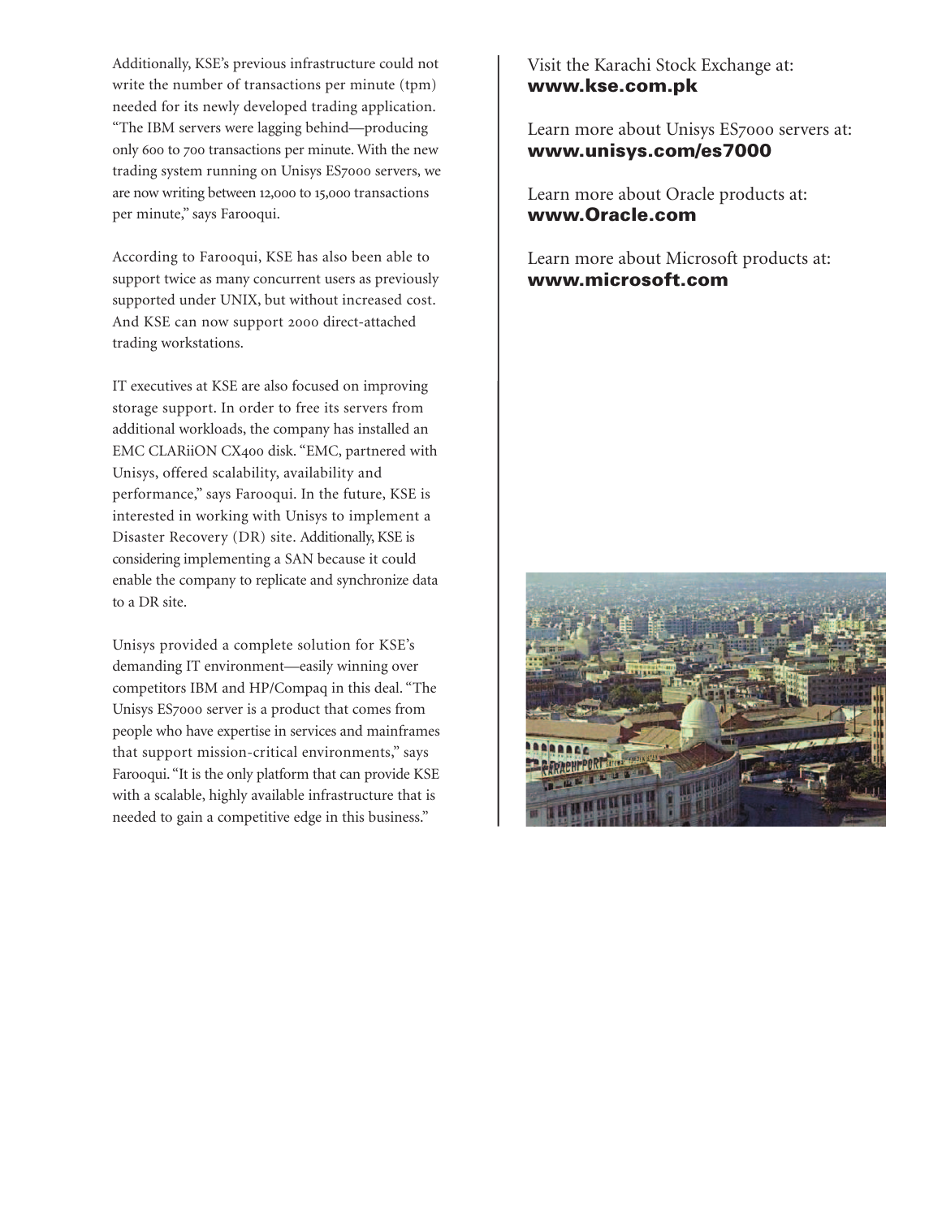Additionally, KSE's previous infrastructure could not write the number of transactions per minute (tpm) needed for its newly developed trading application. "The IBM servers were lagging behind—producing only 600 to 700 transactions per minute. With the new trading system running on Unisys ES7000 servers, we are now writing between 12,000 to 15,000 transactions per minute," says Farooqui.

According to Farooqui, KSE has also been able to support twice as many concurrent users as previously supported under UNIX, but without increased cost. And KSE can now support 2000 direct-attached trading workstations.

IT executives at KSE are also focused on improving storage support. In order to free its servers from additional workloads, the company has installed an EMC CLARiiON CX400 disk. "EMC, partnered with Unisys, offered scalability, availability and performance," says Farooqui. In the future, KSE is interested in working with Unisys to implement a Disaster Recovery (DR) site. Additionally, KSE is considering implementing a SAN because it could enable the company to replicate and synchronize data to a DR site.

Unisys provided a complete solution for KSE's demanding IT environment—easily winning over competitors IBM and HP/Compaq in this deal. "The Unisys ES7000 server is a product that comes from people who have expertise in services and mainframes that support mission-critical environments," says Farooqui. "It is the only platform that can provide KSE with a scalable, highly available infrastructure that is needed to gain a competitive edge in this business."

Visit the Karachi Stock Exchange at:
**www.kse.com.pk**

Learn more about Unisys ES7000 servers at:
**www.unisys.com/es7000**

Learn more about Oracle products at:
**www.Oracle.com**

Learn more about Microsoft products at:
**www.microsoft.com**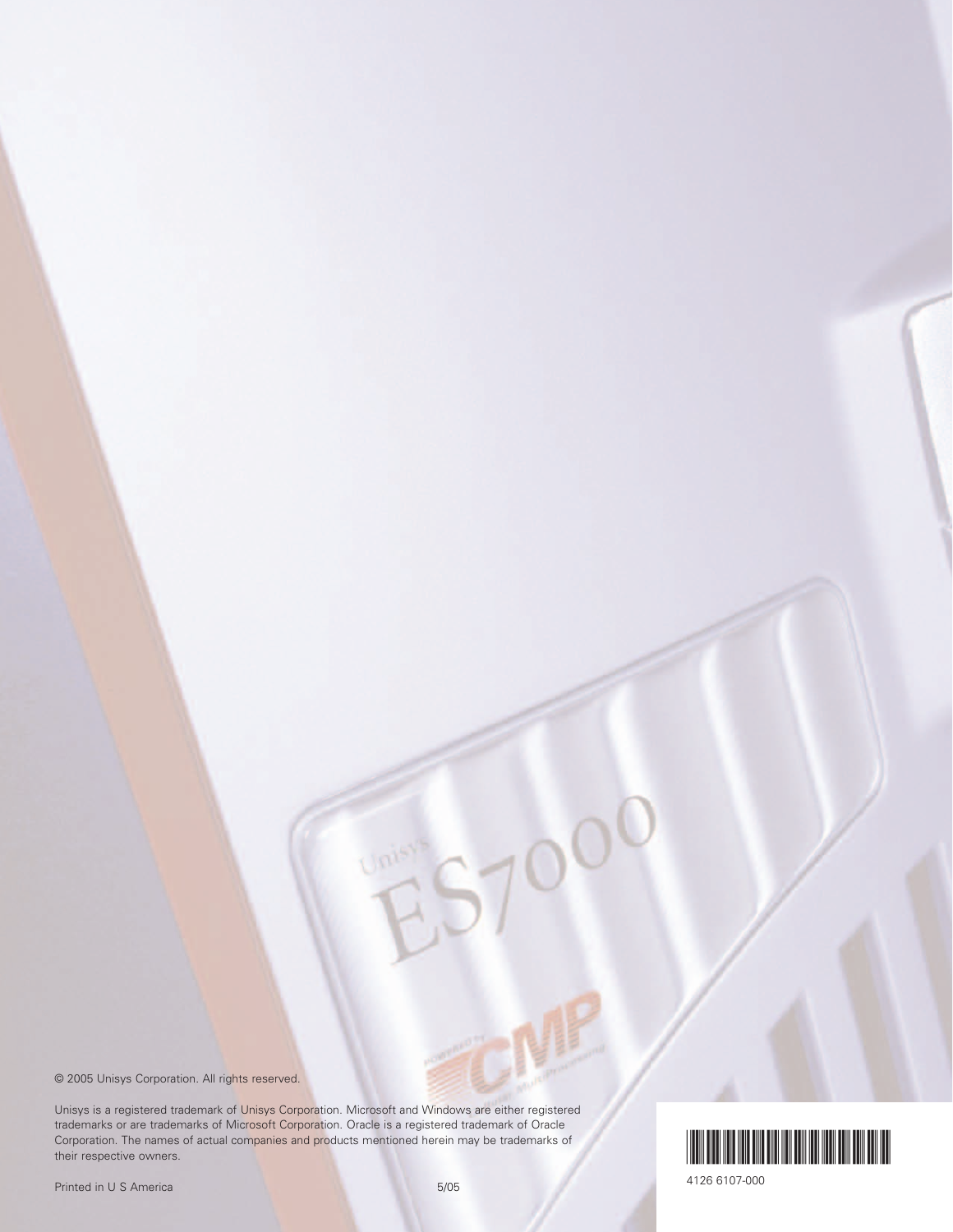© 2005 Unisys Corporation. All rights reserved.

Unisys is a registered trademark of Unisys Corporation. Microsoft and Windows are either registered trademarks or are trademarks of Microsoft Corporation. Oracle is a registered trademark of Oracle Corporation. The names of actual companies and products mentioned herein may be trademarks of their respective owners.

Printed in U S America 5/05

4126 6107-000